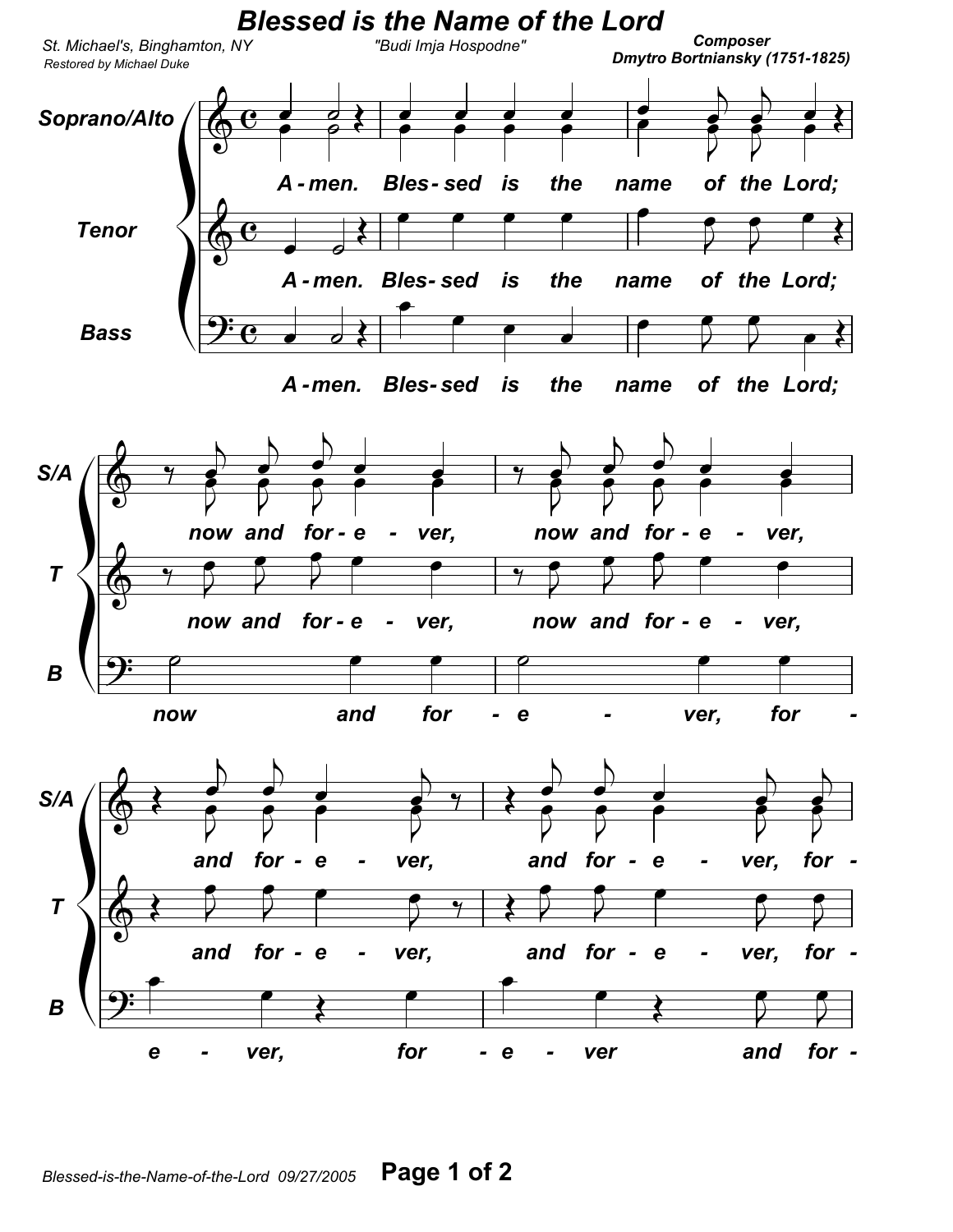# Blessed is the Name of the Lord

St. Michael's, Binghamton, NY

*Restored by Michael Duke*

"Budi Imja Hospodne"

**Composer**
**Dmytro Bortniansky (1751-1825)**

Soprano/Alto, Tenor, Bass:

A - men. Bles - sed is the name of the Lord;

S/A, T: now and for - e - ver, now and for - e - ver,

B: now and for - e - ver, for -

S/A, T: and for - e - ver, and for - e - ver, for -

B: e - ver, for - e - ver and for -

Blessed-is-the-Name-of-the-Lord 09/27/2005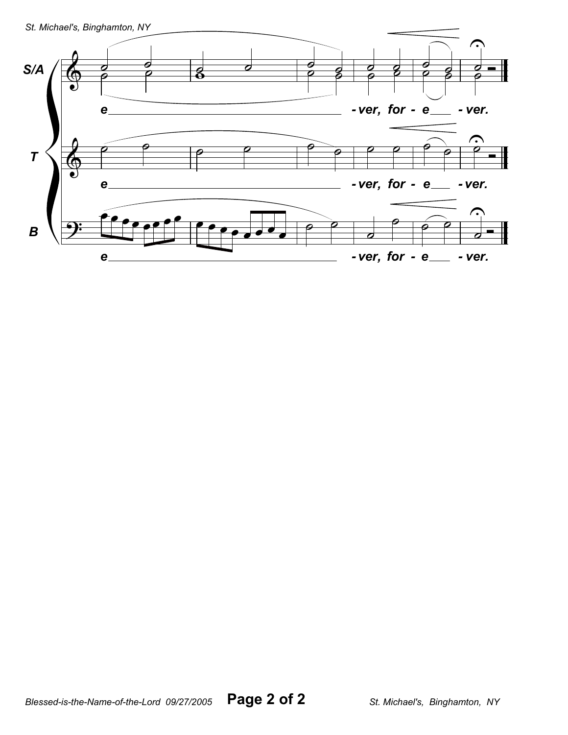S/A

e________ -ver, for - e___ -ver.

T

e________ -ver, for - e___ -ver.

B

e________ -ver, for - e___ -ver.